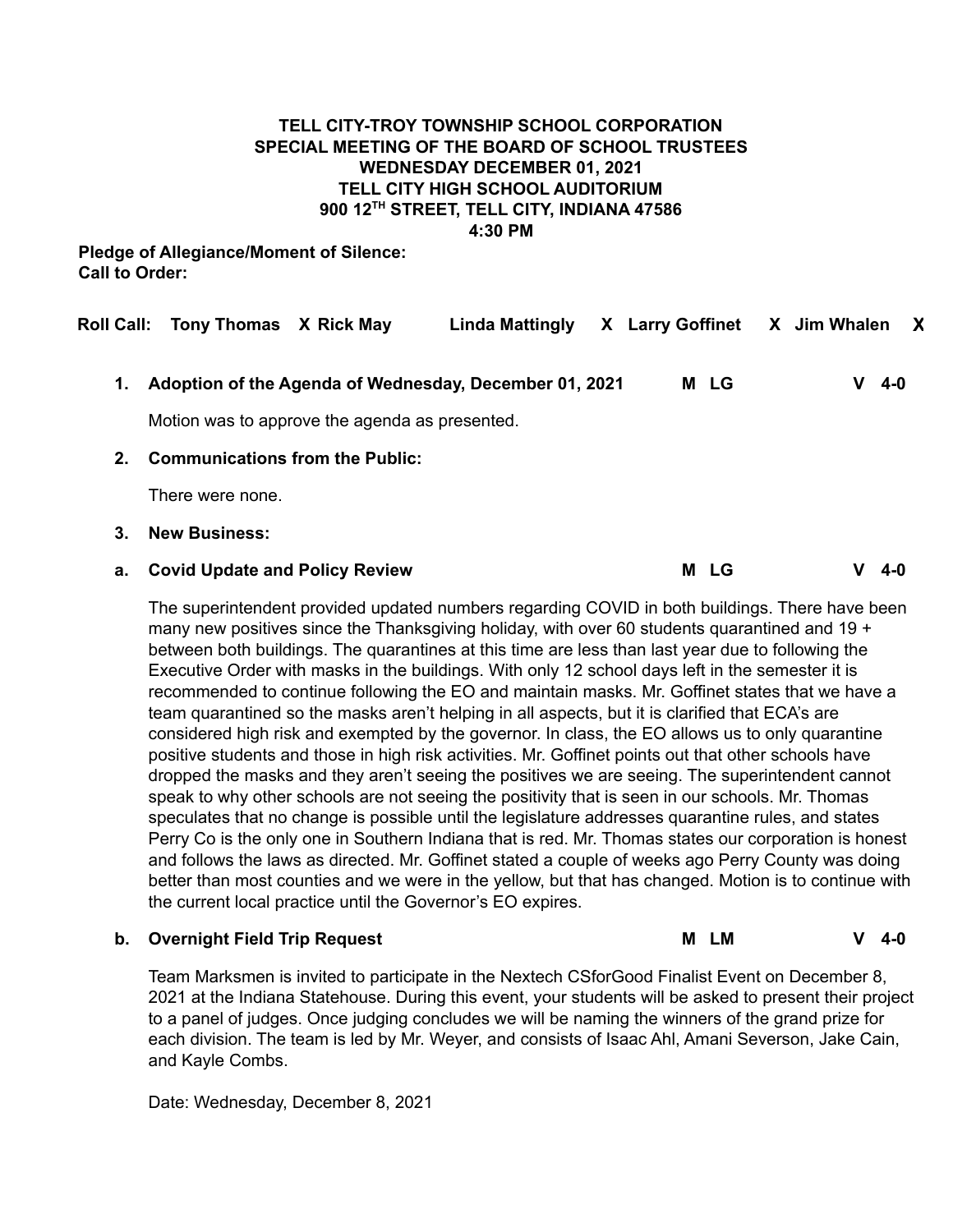**TELL CITY-TROY TOWNSHIP SCHOOL CORPORATION**
**SPECIAL MEETING OF THE BOARD OF SCHOOL TRUSTEES**
**WEDNESDAY DECEMBER 01, 2021**
**TELL CITY HIGH SCHOOL AUDITORIUM**
**900 12TH STREET, TELL CITY, INDIANA 47586**
**4:30 PM**

**Pledge of Allegiance/Moment of Silence:**
**Call to Order:**

**Roll Call:** Tony Thomas X Rick May Linda Mattingly X Larry Goffinet X Jim Whalen X

**1. Adoption of the Agenda of Wednesday, December 01, 2021** M LG V 4-0

Motion was to approve the agenda as presented.

**2. Communications from the Public:**

There were none.

**3. New Business:**

**a. Covid Update and Policy Review** M LG V 4-0

The superintendent provided updated numbers regarding COVID in both buildings. There have been many new positives since the Thanksgiving holiday, with over 60 students quarantined and 19 + between both buildings. The quarantines at this time are less than last year due to following the Executive Order with masks in the buildings. With only 12 school days left in the semester it is recommended to continue following the EO and maintain masks. Mr. Goffinet states that we have a team quarantined so the masks aren't helping in all aspects, but it is clarified that ECA's are considered high risk and exempted by the governor. In class, the EO allows us to only quarantine positive students and those in high risk activities. Mr. Goffinet points out that other schools have dropped the masks and they aren't seeing the positives we are seeing. The superintendent cannot speak to why other schools are not seeing the positivity that is seen in our schools. Mr. Thomas speculates that no change is possible until the legislature addresses quarantine rules, and states Perry Co is the only one in Southern Indiana that is red. Mr. Thomas states our corporation is honest and follows the laws as directed. Mr. Goffinet stated a couple of weeks ago Perry County was doing better than most counties and we were in the yellow, but that has changed. Motion is to continue with the current local practice until the Governor's EO expires.

**b. Overnight Field Trip Request** M LM V 4-0

Team Marksmen is invited to participate in the Nextech CSforGood Finalist Event on December 8, 2021 at the Indiana Statehouse. During this event, your students will be asked to present their project to a panel of judges. Once judging concludes we will be naming the winners of the grand prize for each division. The team is led by Mr. Weyer, and consists of Isaac Ahl, Amani Severson, Jake Cain, and Kayle Combs.

Date: Wednesday, December 8, 2021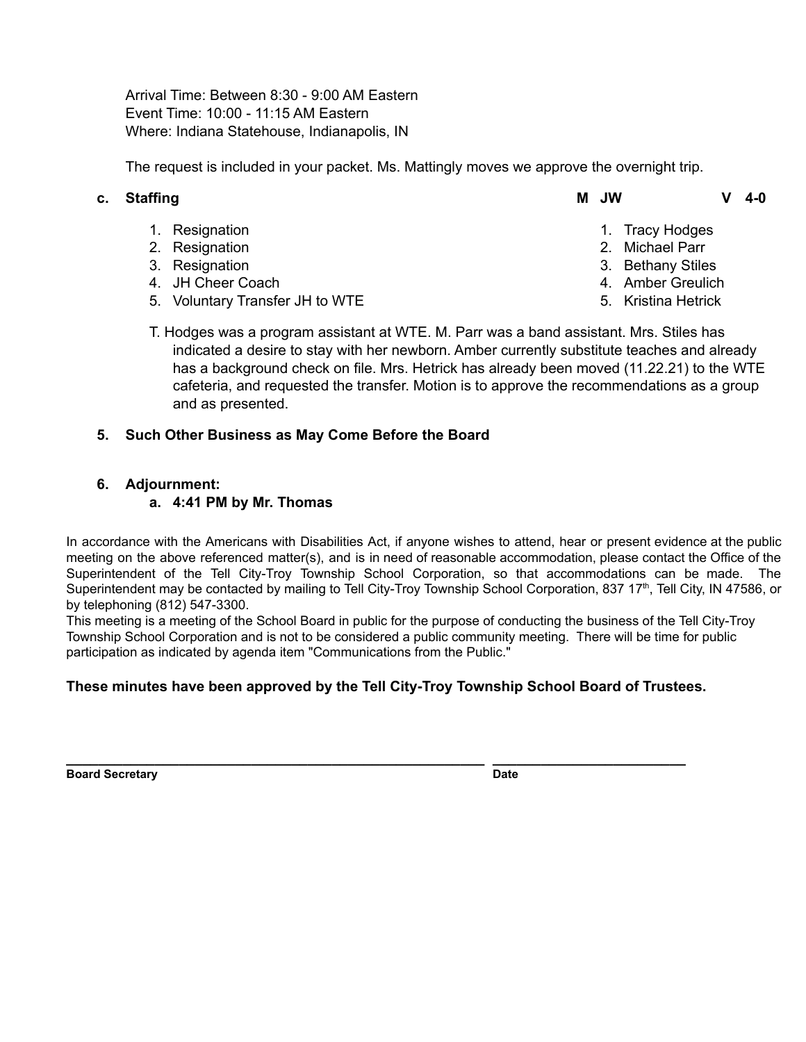Arrival Time: Between 8:30 - 9:00 AM Eastern
Event Time: 10:00 - 11:15 AM Eastern
Where: Indiana Statehouse, Indianapolis, IN

The request is included in your packet. Ms. Mattingly moves we approve the overnight trip.

**c. Staffing** **M JW** **V 4-0**

| | |
|---|---|
| 1. Resignation | 1. Tracy Hodges |
| 2. Resignation | 2. Michael Parr |
| 3. Resignation | 3. Bethany Stiles |
| 4. JH Cheer Coach | 4. Amber Greulich |
| 5. Voluntary Transfer JH to WTE | 5. Kristina Hetrick |

T. Hodges was a program assistant at WTE. M. Parr was a band assistant. Mrs. Stiles has indicated a desire to stay with her newborn. Amber currently substitute teaches and already has a background check on file. Mrs. Hetrick has already been moved (11.22.21) to the WTE cafeteria, and requested the transfer. Motion is to approve the recommendations as a group and as presented.

**5. Such Other Business as May Come Before the Board**

**6. Adjournment:**

**a. 4:41 PM by Mr. Thomas**

In accordance with the Americans with Disabilities Act, if anyone wishes to attend, hear or present evidence at the public meeting on the above referenced matter(s), and is in need of reasonable accommodation, please contact the Office of the Superintendent of the Tell City-Troy Township School Corporation, so that accommodations can be made. The Superintendent may be contacted by mailing to Tell City-Troy Township School Corporation, 837 17th, Tell City, IN 47586, or by telephoning (812) 547-3300.
This meeting is a meeting of the School Board in public for the purpose of conducting the business of the Tell City-Troy Township School Corporation and is not to be considered a public community meeting. There will be time for public participation as indicated by agenda item "Communications from the Public."

**These minutes have been approved by the Tell City-Troy Township School Board of Trustees.**

\_\_\_\_\_\_\_\_\_\_\_\_\_\_\_\_\_\_\_\_\_\_\_\_\_\_\_\_\_\_\_\_\_\_\_\_\_\_\_\_ \_\_\_\_\_\_\_\_\_\_\_\_\_\_\_\_\_\_\_\_\_\_\_\_

**Board Secretary** **Date**